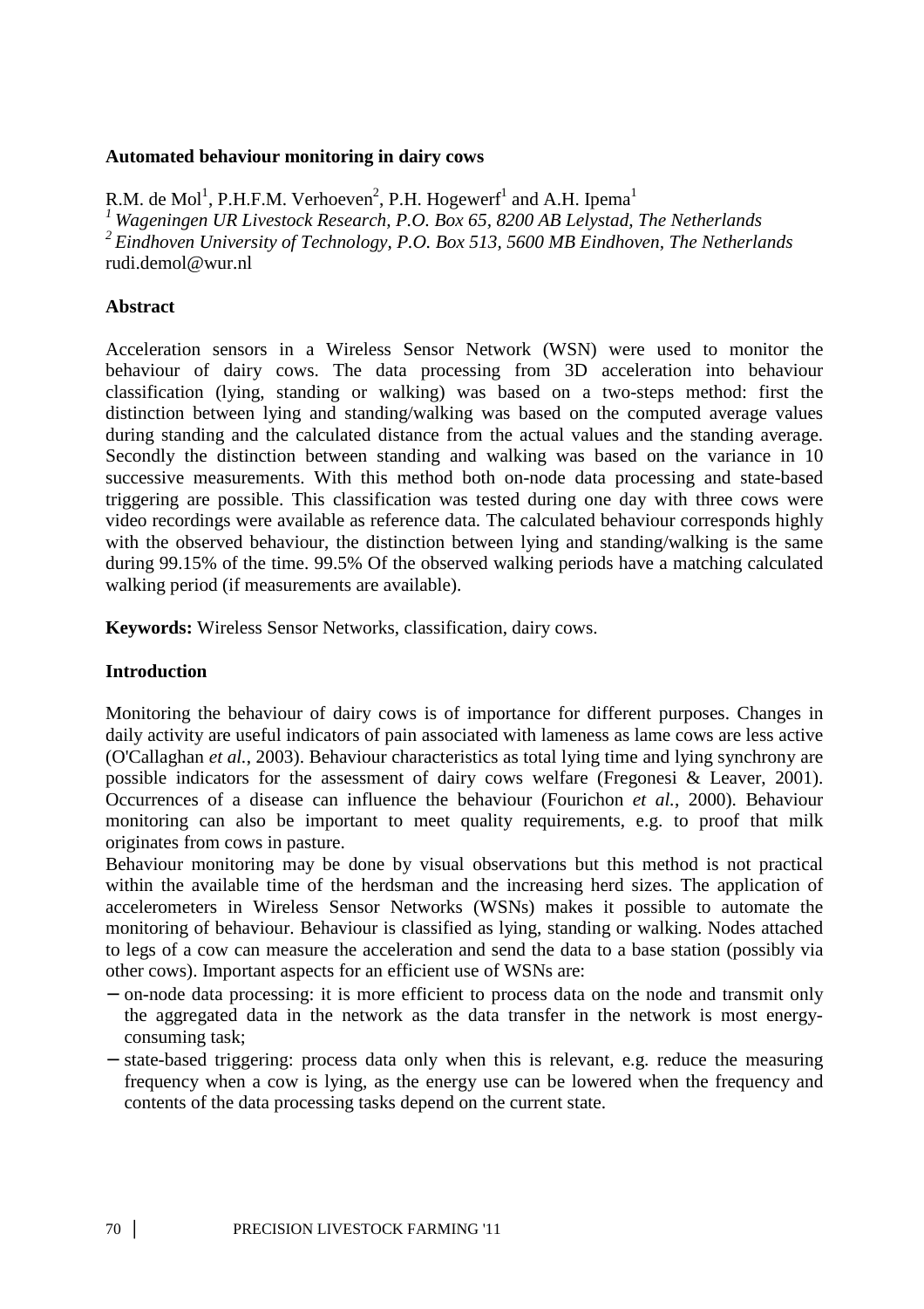# Automated behaviour monitoring in dairy cows

R.M. de Mol[1], P.H.F.M. Verhoeven[2], P.H. Hogewerf[1] and A.H. Ipema[1]

[1] *Wageningen UR Livestock Research, P.O. Box 65, 8200 AB Lelystad, The Netherlands*

[2] *Eindhoven University of Technology, P.O. Box 513, 5600 MB Eindhoven, The Netherlands*

rudi.demol@wur.nl

## Abstract

Acceleration sensors in a Wireless Sensor Network (WSN) were used to monitor the behaviour of dairy cows. The data processing from 3D acceleration into behaviour classification (lying, standing or walking) was based on a two-steps method: first the distinction between lying and standing/walking was based on the computed average values during standing and the calculated distance from the actual values and the standing average. Secondly the distinction between standing and walking was based on the variance in 10 successive measurements. With this method both on-node data processing and state-based triggering are possible. This classification was tested during one day with three cows were video recordings were available as reference data. The calculated behaviour corresponds highly with the observed behaviour, the distinction between lying and standing/walking is the same during 99.15% of the time. 99.5% Of the observed walking periods have a matching calculated walking period (if measurements are available).

**Keywords:** Wireless Sensor Networks, classification, dairy cows.

## Introduction

Monitoring the behaviour of dairy cows is of importance for different purposes. Changes in daily activity are useful indicators of pain associated with lameness as lame cows are less active (O'Callaghan *et al.*, 2003). Behaviour characteristics as total lying time and lying synchrony are possible indicators for the assessment of dairy cows welfare (Fregonesi & Leaver, 2001). Occurrences of a disease can influence the behaviour (Fourichon *et al.*, 2000). Behaviour monitoring can also be important to meet quality requirements, e.g. to proof that milk originates from cows in pasture.

Behaviour monitoring may be done by visual observations but this method is not practical within the available time of the herdsman and the increasing herd sizes. The application of accelerometers in Wireless Sensor Networks (WSNs) makes it possible to automate the monitoring of behaviour. Behaviour is classified as lying, standing or walking. Nodes attached to legs of a cow can measure the acceleration and send the data to a base station (possibly via other cows). Important aspects for an efficient use of WSNs are:

- on-node data processing: it is more efficient to process data on the node and transmit only the aggregated data in the network as the data transfer in the network is most energy-consuming task;
- state-based triggering: process data only when this is relevant, e.g. reduce the measuring frequency when a cow is lying, as the energy use can be lowered when the frequency and contents of the data processing tasks depend on the current state.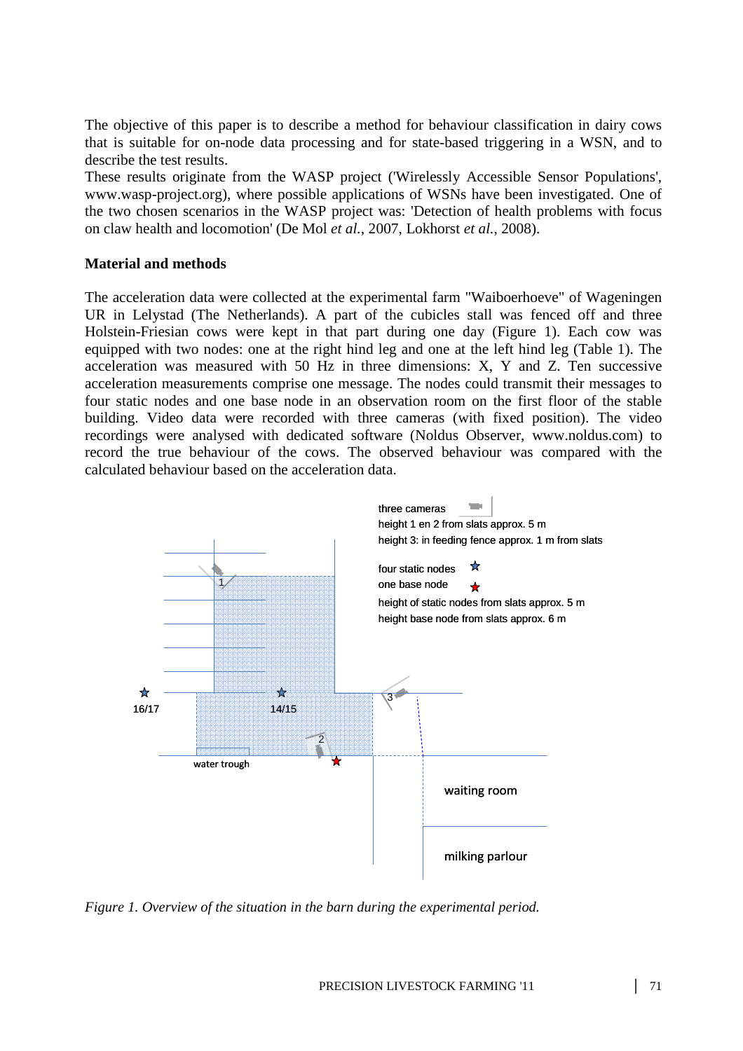The objective of this paper is to describe a method for behaviour classification in dairy cows that is suitable for on-node data processing and for state-based triggering in a WSN, and to describe the test results.

These results originate from the WASP project ('Wirelessly Accessible Sensor Populations', www.wasp-project.org), where possible applications of WSNs have been investigated. One of the two chosen scenarios in the WASP project was: 'Detection of health problems with focus on claw health and locomotion' (De Mol *et al.*, 2007, Lokhorst *et al.*, 2008).

## Material and methods

The acceleration data were collected at the experimental farm "Waiboerhoeve" of Wageningen UR in Lelystad (The Netherlands). A part of the cubicles stall was fenced off and three Holstein-Friesian cows were kept in that part during one day (Figure 1). Each cow was equipped with two nodes: one at the right hind leg and one at the left hind leg (Table 1). The acceleration was measured with 50 Hz in three dimensions: X, Y and Z. Ten successive acceleration measurements comprise one message. The nodes could transmit their messages to four static nodes and one base node in an observation room on the first floor of the stable building. Video data were recorded with three cameras (with fixed position). The video recordings were analysed with dedicated software (Noldus Observer, www.noldus.com) to record the true behaviour of the cows. The observed behaviour was compared with the calculated behaviour based on the acceleration data.

three cameras
height 1 en 2 from slats approx. 5 m
height 3: in feeding fence approx. 1 m from slats

four static nodes
one base node
height of static nodes from slats approx. 5 m
height base node from slats approx. 6 m

16/17 14/15 water trough waiting room milking parlour

*Figure 1. Overview of the situation in the barn during the experimental period.*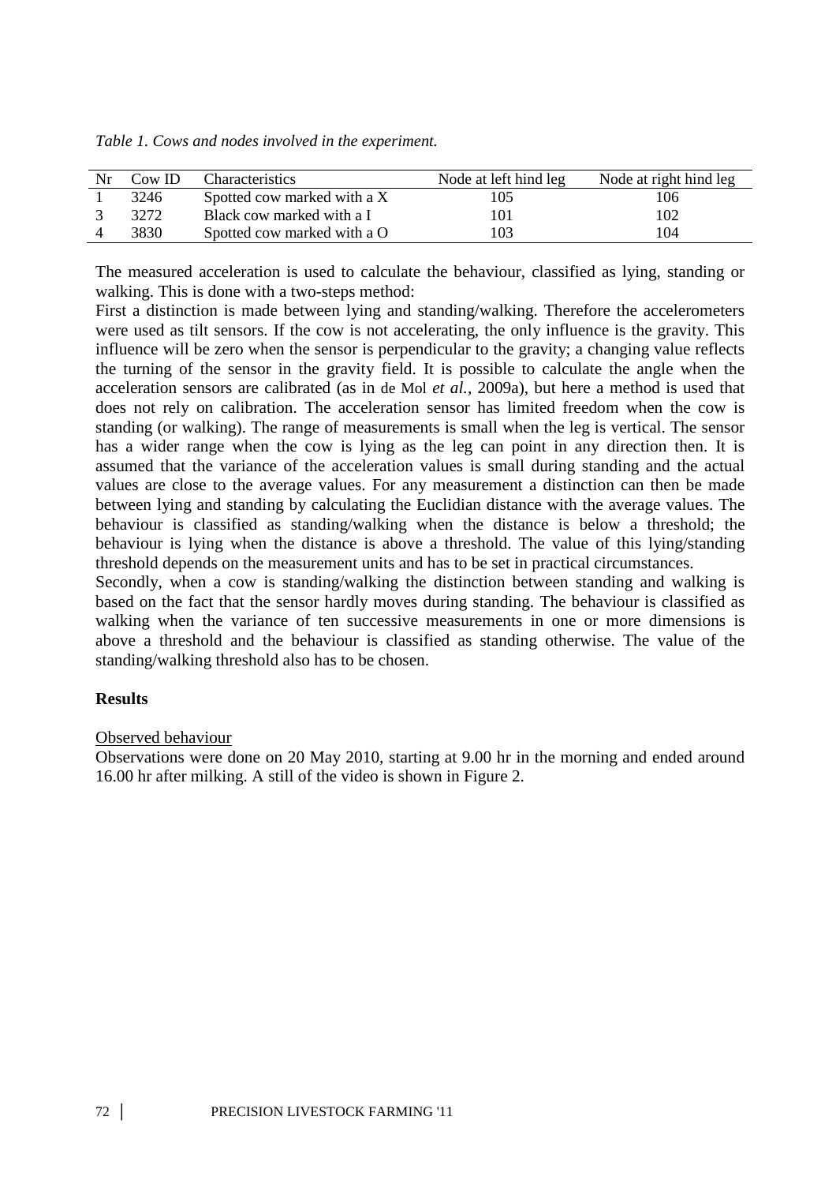*Table 1. Cows and nodes involved in the experiment.*

| Nr | Cow ID | Characteristics | Node at left hind leg | Node at right hind leg |
|---|---|---|---|---|
| 1 | 3246 | Spotted cow marked with a X | 105 | 106 |
| 3 | 3272 | Black cow marked with a I | 101 | 102 |
| 4 | 3830 | Spotted cow marked with a O | 103 | 104 |

The measured acceleration is used to calculate the behaviour, classified as lying, standing or walking. This is done with a two-steps method:

First a distinction is made between lying and standing/walking. Therefore the accelerometers were used as tilt sensors. If the cow is not accelerating, the only influence is the gravity. This influence will be zero when the sensor is perpendicular to the gravity; a changing value reflects the turning of the sensor in the gravity field. It is possible to calculate the angle when the acceleration sensors are calibrated (as in de Mol *et al.*, 2009a), but here a method is used that does not rely on calibration. The acceleration sensor has limited freedom when the cow is standing (or walking). The range of measurements is small when the leg is vertical. The sensor has a wider range when the cow is lying as the leg can point in any direction then. It is assumed that the variance of the acceleration values is small during standing and the actual values are close to the average values. For any measurement a distinction can then be made between lying and standing by calculating the Euclidian distance with the average values. The behaviour is classified as standing/walking when the distance is below a threshold; the behaviour is lying when the distance is above a threshold. The value of this lying/standing threshold depends on the measurement units and has to be set in practical circumstances.

Secondly, when a cow is standing/walking the distinction between standing and walking is based on the fact that the sensor hardly moves during standing. The behaviour is classified as walking when the variance of ten successive measurements in one or more dimensions is above a threshold and the behaviour is classified as standing otherwise. The value of the standing/walking threshold also has to be chosen.

## Results

Observed behaviour

Observations were done on 20 May 2010, starting at 9.00 hr in the morning and ended around 16.00 hr after milking. A still of the video is shown in Figure 2.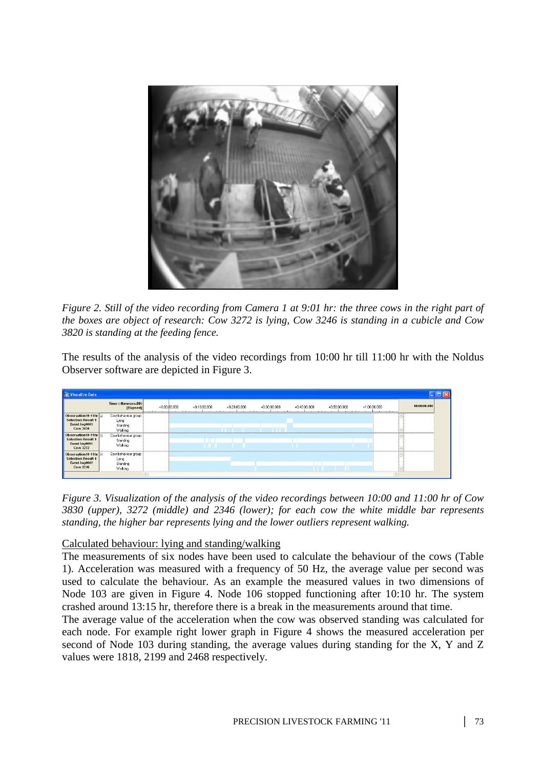*Figure 2. Still of the video recording from Camera 1 at 9:01 hr: the three cows in the right part of the boxes are object of research: Cow 3272 is lying, Cow 3246 is standing in a cubicle and Cow 3820 is standing at the feeding fence.*

The results of the analysis of the video recordings from 10:00 hr till 11:00 hr with the Noldus Observer software are depicted in Figure 3.

*Figure 3. Visualization of the analysis of the video recordings between 10:00 and 11:00 hr of Cow 3830 (upper), 3272 (middle) and 2346 (lower); for each cow the white middle bar represents standing, the higher bar represents lying and the lower outliers represent walking.*

Calculated behaviour: lying and standing/walking

The measurements of six nodes have been used to calculate the behaviour of the cows (Table 1). Acceleration was measured with a frequency of 50 Hz, the average value per second was used to calculate the behaviour. As an example the measured values in two dimensions of Node 103 are given in Figure 4. Node 106 stopped functioning after 10:10 hr. The system crashed around 13:15 hr, therefore there is a break in the measurements around that time.

The average value of the acceleration when the cow was observed standing was calculated for each node. For example right lower graph in Figure 4 shows the measured acceleration per second of Node 103 during standing, the average values during standing for the X, Y and Z values were 1818, 2199 and 2468 respectively.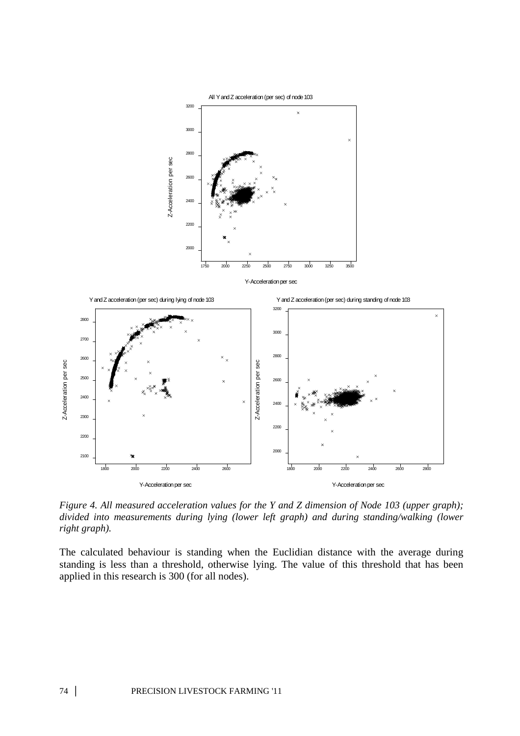*Figure 4. All measured acceleration values for the Y and Z dimension of Node 103 (upper graph); divided into measurements during lying (lower left graph) and during standing/walking (lower right graph).*

The calculated behaviour is standing when the Euclidian distance with the average during standing is less than a threshold, otherwise lying. The value of this threshold that has been applied in this research is 300 (for all nodes).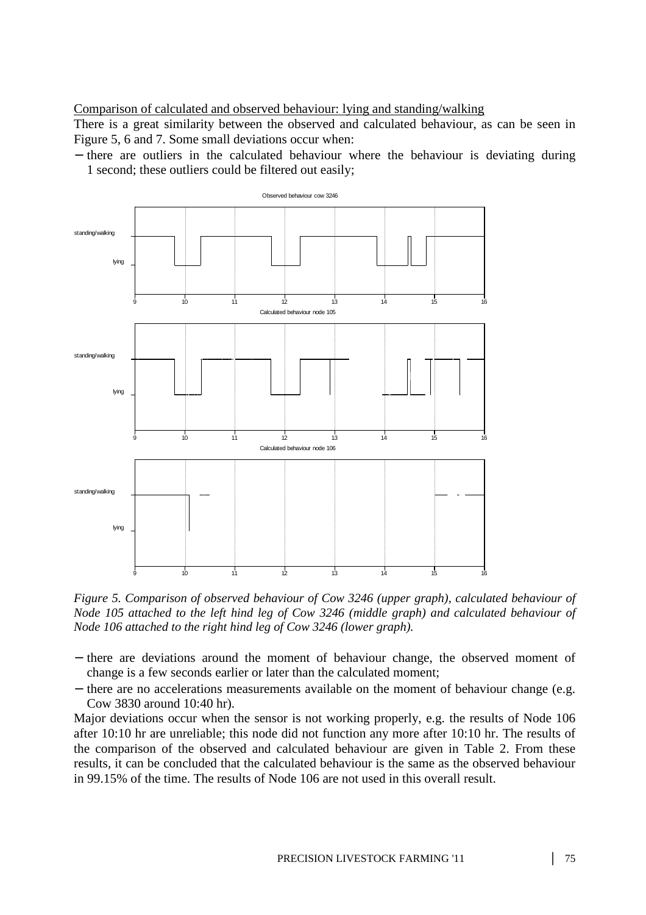Comparison of calculated and observed behaviour: lying and standing/walking

There is a great similarity between the observed and calculated behaviour, as can be seen in Figure 5, 6 and 7. Some small deviations occur when:

- there are outliers in the calculated behaviour where the behaviour is deviating during 1 second; these outliers could be filtered out easily;

*Figure 5. Comparison of observed behaviour of Cow 3246 (upper graph), calculated behaviour of Node 105 attached to the left hind leg of Cow 3246 (middle graph) and calculated behaviour of Node 106 attached to the right hind leg of Cow 3246 (lower graph).*

- there are deviations around the moment of behaviour change, the observed moment of change is a few seconds earlier or later than the calculated moment;
- there are no accelerations measurements available on the moment of behaviour change (e.g. Cow 3830 around 10:40 hr).

Major deviations occur when the sensor is not working properly, e.g. the results of Node 106 after 10:10 hr are unreliable; this node did not function any more after 10:10 hr. The results of the comparison of the observed and calculated behaviour are given in Table 2. From these results, it can be concluded that the calculated behaviour is the same as the observed behaviour in 99.15% of the time. The results of Node 106 are not used in this overall result.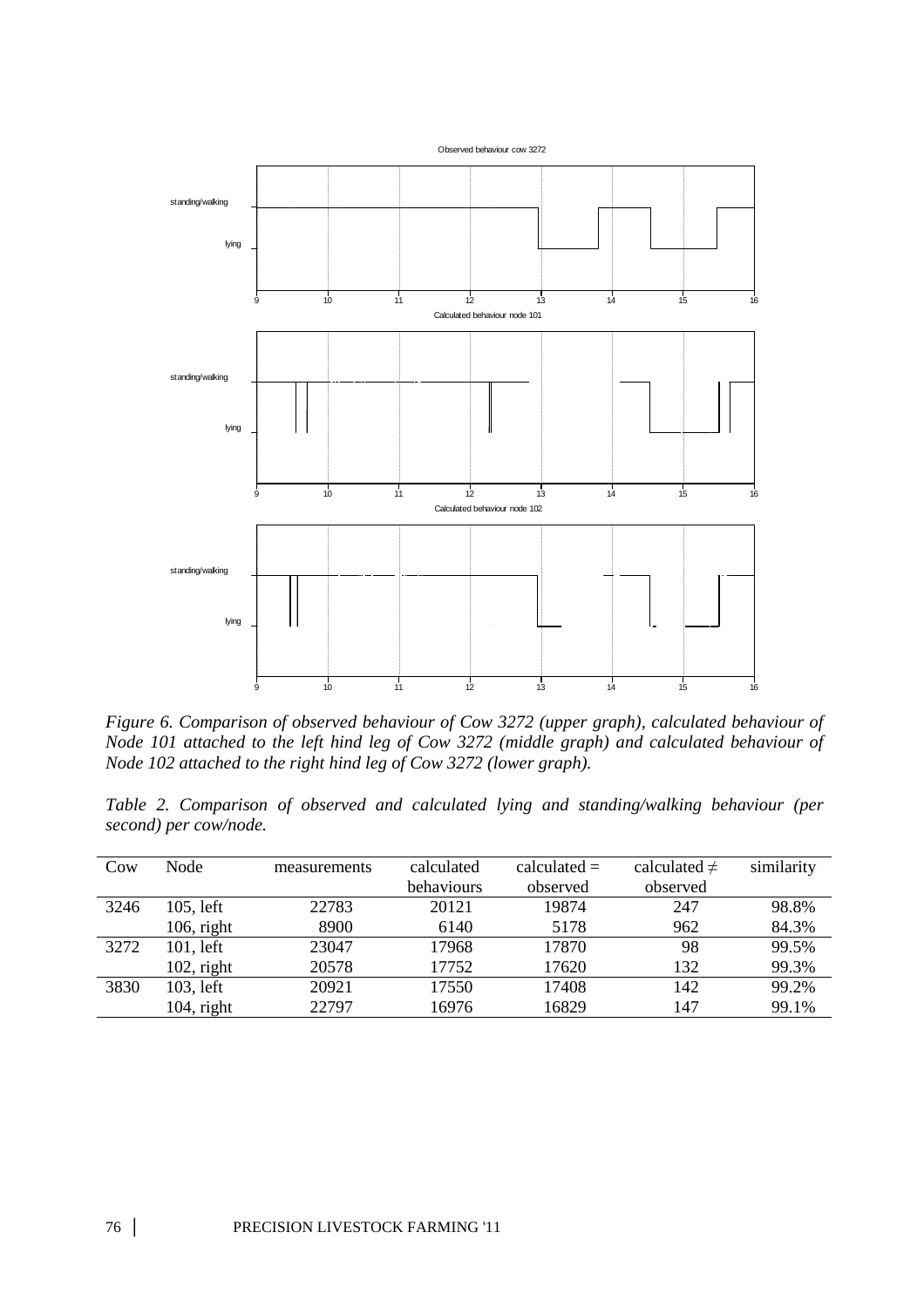*Figure 6. Comparison of observed behaviour of Cow 3272 (upper graph), calculated behaviour of Node 101 attached to the left hind leg of Cow 3272 (middle graph) and calculated behaviour of Node 102 attached to the right hind leg of Cow 3272 (lower graph).*

*Table 2. Comparison of observed and calculated lying and standing/walking behaviour (per second) per cow/node.*

| Cow | Node | measurements | calculated behaviours | calculated = observed | calculated ≠ observed | similarity |
|---|---|---|---|---|---|---|
| 3246 | 105, left | 22783 | 20121 | 19874 | 247 | 98.8% |
| | 106, right | 8900 | 6140 | 5178 | 962 | 84.3% |
| 3272 | 101, left | 23047 | 17968 | 17870 | 98 | 99.5% |
| | 102, right | 20578 | 17752 | 17620 | 132 | 99.3% |
| 3830 | 103, left | 20921 | 17550 | 17408 | 142 | 99.2% |
| | 104, right | 22797 | 16976 | 16829 | 147 | 99.1% |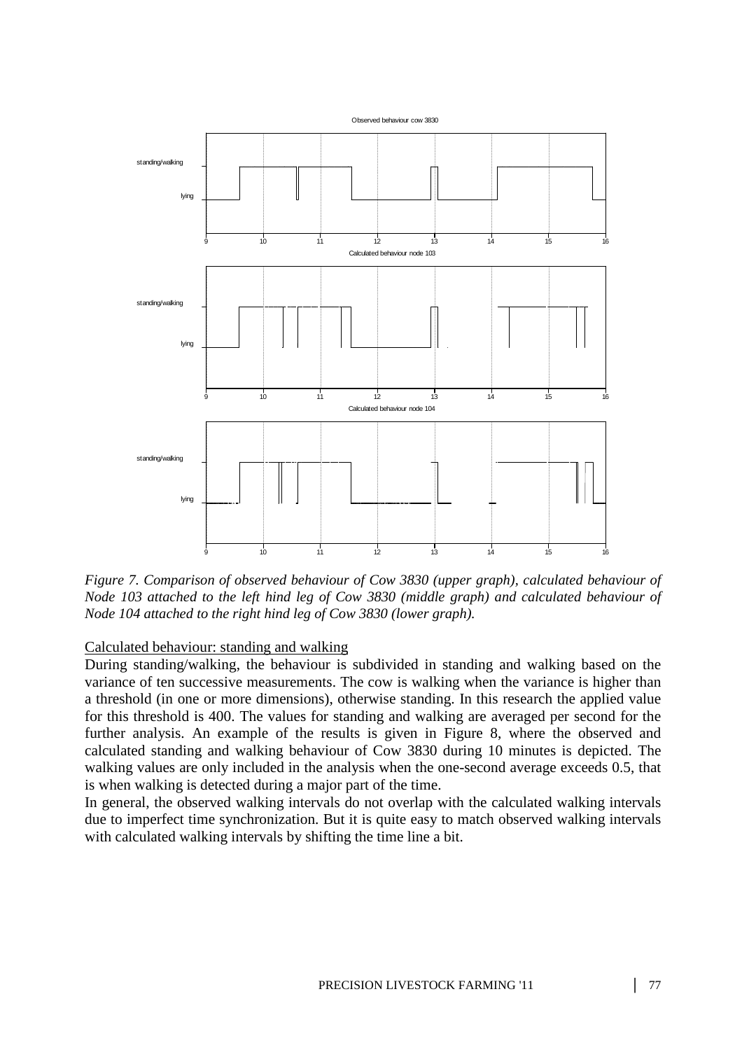*Figure 7. Comparison of observed behaviour of Cow 3830 (upper graph), calculated behaviour of Node 103 attached to the left hind leg of Cow 3830 (middle graph) and calculated behaviour of Node 104 attached to the right hind leg of Cow 3830 (lower graph).*

<u>Calculated behaviour: standing and walking</u>

During standing/walking, the behaviour is subdivided in standing and walking based on the variance of ten successive measurements. The cow is walking when the variance is higher than a threshold (in one or more dimensions), otherwise standing. In this research the applied value for this threshold is 400. The values for standing and walking are averaged per second for the further analysis. An example of the results is given in Figure 8, where the observed and calculated standing and walking behaviour of Cow 3830 during 10 minutes is depicted. The walking values are only included in the analysis when the one-second average exceeds 0.5, that is when walking is detected during a major part of the time.

In general, the observed walking intervals do not overlap with the calculated walking intervals due to imperfect time synchronization. But it is quite easy to match observed walking intervals with calculated walking intervals by shifting the time line a bit.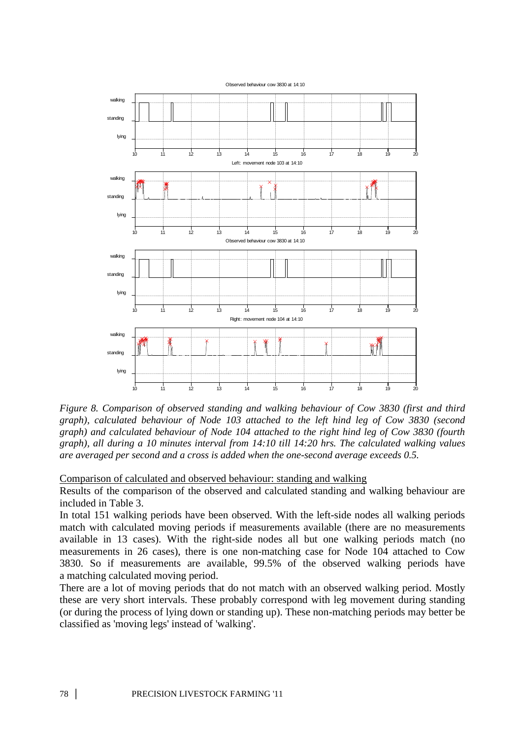*Figure 8. Comparison of observed standing and walking behaviour of Cow 3830 (first and third graph), calculated behaviour of Node 103 attached to the left hind leg of Cow 3830 (second graph) and calculated behaviour of Node 104 attached to the right hind leg of Cow 3830 (fourth graph), all during a 10 minutes interval from 14:10 till 14:20 hrs. The calculated walking values are averaged per second and a cross is added when the one-second average exceeds 0.5.*

Comparison of calculated and observed behaviour: standing and walking

Results of the comparison of the observed and calculated standing and walking behaviour are included in Table 3.

In total 151 walking periods have been observed. With the left-side nodes all walking periods match with calculated moving periods if measurements available (there are no measurements available in 13 cases). With the right-side nodes all but one walking periods match (no measurements in 26 cases), there is one non-matching case for Node 104 attached to Cow 3830. So if measurements are available, 99.5% of the observed walking periods have a matching calculated moving period.

There are a lot of moving periods that do not match with an observed walking period. Mostly these are very short intervals. These probably correspond with leg movement during standing (or during the process of lying down or standing up). These non-matching periods may better be classified as 'moving legs' instead of 'walking'.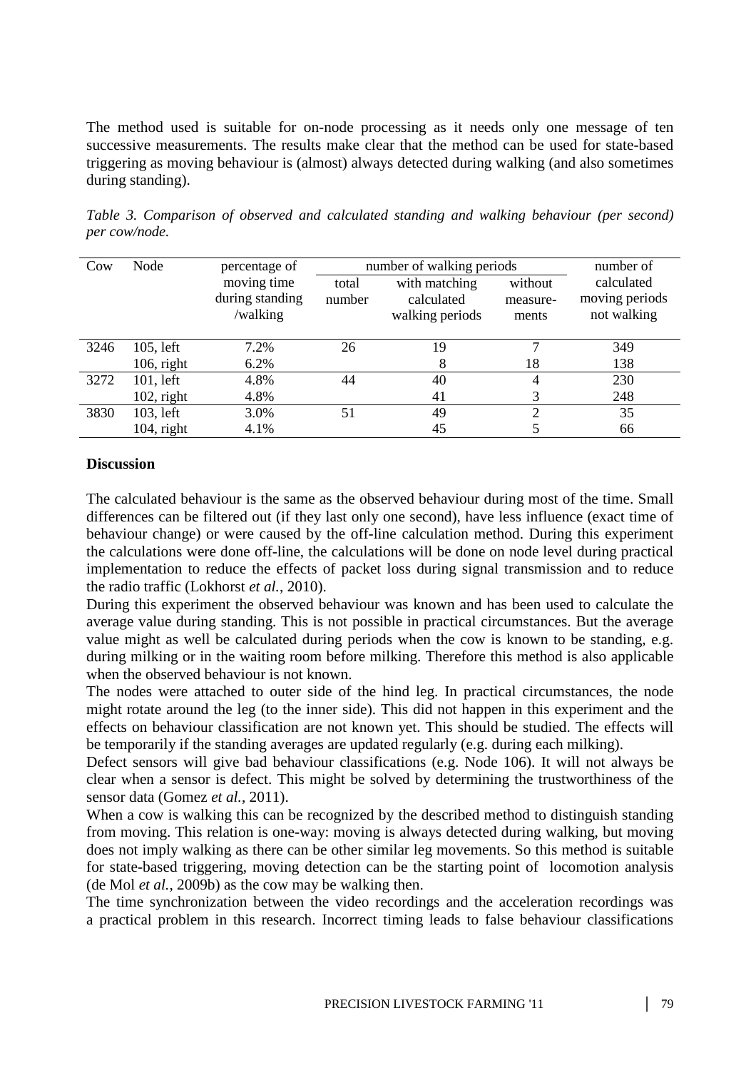The method used is suitable for on-node processing as it needs only one message of ten successive measurements. The results make clear that the method can be used for state-based triggering as moving behaviour is (almost) always detected during walking (and also sometimes during standing).

*Table 3. Comparison of observed and calculated standing and walking behaviour (per second) per cow/node.*

| Cow | Node | percentage of moving time during standing /walking | number of walking periods | | | number of calculated moving periods not walking |
|---|---|---|---|---|---|---|
| | | | total number | with matching calculated walking periods | without measure-ments | |
| 3246 | 105, left | 7.2% | 26 | 19 | 7 | 349 |
| | 106, right | 6.2% | | 8 | 18 | 138 |
| 3272 | 101, left | 4.8% | 44 | 40 | 4 | 230 |
| | 102, right | 4.8% | | 41 | 3 | 248 |
| 3830 | 103, left | 3.0% | 51 | 49 | 2 | 35 |
| | 104, right | 4.1% | | 45 | 5 | 66 |

## Discussion

The calculated behaviour is the same as the observed behaviour during most of the time. Small differences can be filtered out (if they last only one second), have less influence (exact time of behaviour change) or were caused by the off-line calculation method. During this experiment the calculations were done off-line, the calculations will be done on node level during practical implementation to reduce the effects of packet loss during signal transmission and to reduce the radio traffic (Lokhorst *et al.*, 2010).

During this experiment the observed behaviour was known and has been used to calculate the average value during standing. This is not possible in practical circumstances. But the average value might as well be calculated during periods when the cow is known to be standing, e.g. during milking or in the waiting room before milking. Therefore this method is also applicable when the observed behaviour is not known.

The nodes were attached to outer side of the hind leg. In practical circumstances, the node might rotate around the leg (to the inner side). This did not happen in this experiment and the effects on behaviour classification are not known yet. This should be studied. The effects will be temporarily if the standing averages are updated regularly (e.g. during each milking).

Defect sensors will give bad behaviour classifications (e.g. Node 106). It will not always be clear when a sensor is defect. This might be solved by determining the trustworthiness of the sensor data (Gomez *et al.*, 2011).

When a cow is walking this can be recognized by the described method to distinguish standing from moving. This relation is one-way: moving is always detected during walking, but moving does not imply walking as there can be other similar leg movements. So this method is suitable for state-based triggering, moving detection can be the starting point of locomotion analysis (de Mol *et al.*, 2009b) as the cow may be walking then.

The time synchronization between the video recordings and the acceleration recordings was a practical problem in this research. Incorrect timing leads to false behaviour classifications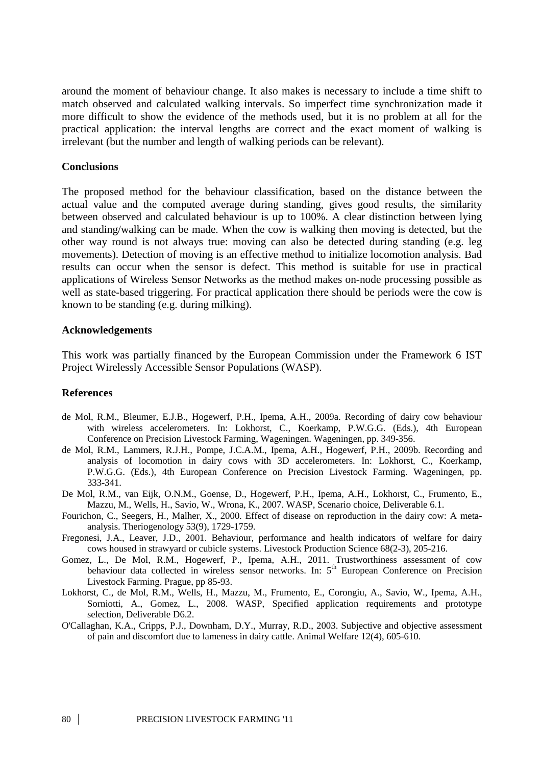around the moment of behaviour change. It also makes is necessary to include a time shift to match observed and calculated walking intervals. So imperfect time synchronization made it more difficult to show the evidence of the methods used, but it is no problem at all for the practical application: the interval lengths are correct and the exact moment of walking is irrelevant (but the number and length of walking periods can be relevant).

## Conclusions

The proposed method for the behaviour classification, based on the distance between the actual value and the computed average during standing, gives good results, the similarity between observed and calculated behaviour is up to 100%. A clear distinction between lying and standing/walking can be made. When the cow is walking then moving is detected, but the other way round is not always true: moving can also be detected during standing (e.g. leg movements). Detection of moving is an effective method to initialize locomotion analysis. Bad results can occur when the sensor is defect. This method is suitable for use in practical applications of Wireless Sensor Networks as the method makes on-node processing possible as well as state-based triggering. For practical application there should be periods were the cow is known to be standing (e.g. during milking).

## Acknowledgements

This work was partially financed by the European Commission under the Framework 6 IST Project Wirelessly Accessible Sensor Populations (WASP).

## References

de Mol, R.M., Bleumer, E.J.B., Hogewerf, P.H., Ipema, A.H., 2009a. Recording of dairy cow behaviour with wireless accelerometers. In: Lokhorst, C., Koerkamp, P.W.G.G. (Eds.), 4th European Conference on Precision Livestock Farming, Wageningen. Wageningen, pp. 349-356.

de Mol, R.M., Lammers, R.J.H., Pompe, J.C.A.M., Ipema, A.H., Hogewerf, P.H., 2009b. Recording and analysis of locomotion in dairy cows with 3D accelerometers. In: Lokhorst, C., Koerkamp, P.W.G.G. (Eds.), 4th European Conference on Precision Livestock Farming. Wageningen, pp. 333-341.

De Mol, R.M., van Eijk, O.N.M., Goense, D., Hogewerf, P.H., Ipema, A.H., Lokhorst, C., Frumento, E., Mazzu, M., Wells, H., Savio, W., Wrona, K., 2007. WASP, Scenario choice, Deliverable 6.1.

Fourichon, C., Seegers, H., Malher, X., 2000. Effect of disease on reproduction in the dairy cow: A meta-analysis. Theriogenology 53(9), 1729-1759.

Fregonesi, J.A., Leaver, J.D., 2001. Behaviour, performance and health indicators of welfare for dairy cows housed in strawyard or cubicle systems. Livestock Production Science 68(2-3), 205-216.

Gomez, L., De Mol, R.M., Hogewerf, P., Ipema, A.H., 2011. Trustworthiness assessment of cow behaviour data collected in wireless sensor networks. In: 5th European Conference on Precision Livestock Farming. Prague, pp 85-93.

Lokhorst, C., de Mol, R.M., Wells, H., Mazzu, M., Frumento, E., Corongiu, A., Savio, W., Ipema, A.H., Sorniotti, A., Gomez, L., 2008. WASP, Specified application requirements and prototype selection, Deliverable D6.2.

O'Callaghan, K.A., Cripps, P.J., Downham, D.Y., Murray, R.D., 2003. Subjective and objective assessment of pain and discomfort due to lameness in dairy cattle. Animal Welfare 12(4), 605-610.